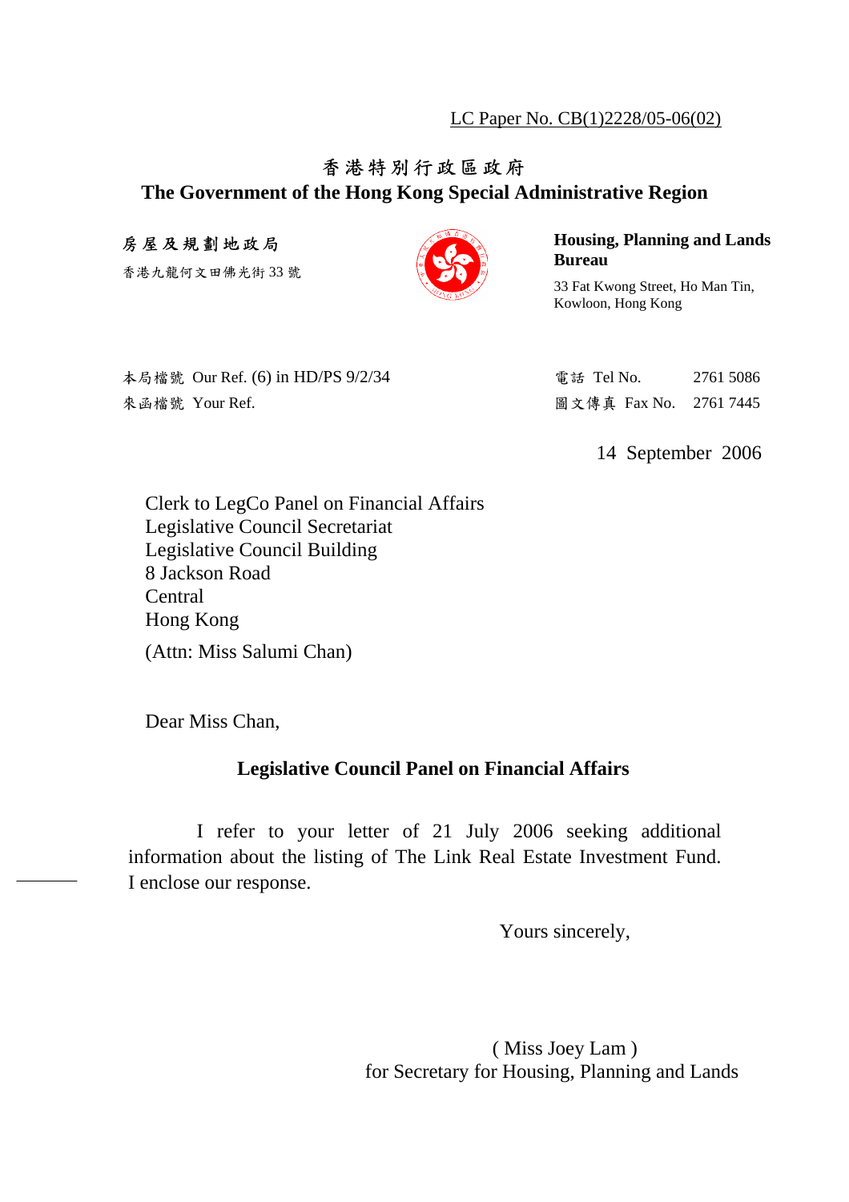LC Paper No. CB(1)2228/05-06(02)

香港特別行政區政府

**The Government of the Hong Kong Special Administrative Region**

房屋及規劃地政局

香港九龍何文田佛光街 33 號

**Housing, Planning and Lands Bureau**

33 Fat Kwong Street, Ho Man Tin, Kowloon, Hong Kong

本局檔號 Our Ref. (6) in HD/PS 9/2/34

來函檔號 Your Ref.

電話 Tel No. 2761 5086

圖文傳真 Fax No. 2761 7445

14 September 2006

Clerk to LegCo Panel on Financial Affairs
Legislative Council Secretariat
Legislative Council Building
8 Jackson Road
Central
Hong Kong

(Attn: Miss Salumi Chan)

Dear Miss Chan,

**Legislative Council Panel on Financial Affairs**

I refer to your letter of 21 July 2006 seeking additional information about the listing of The Link Real Estate Investment Fund. I enclose our response.

Yours sincerely,

( Miss Joey Lam )
for Secretary for Housing, Planning and Lands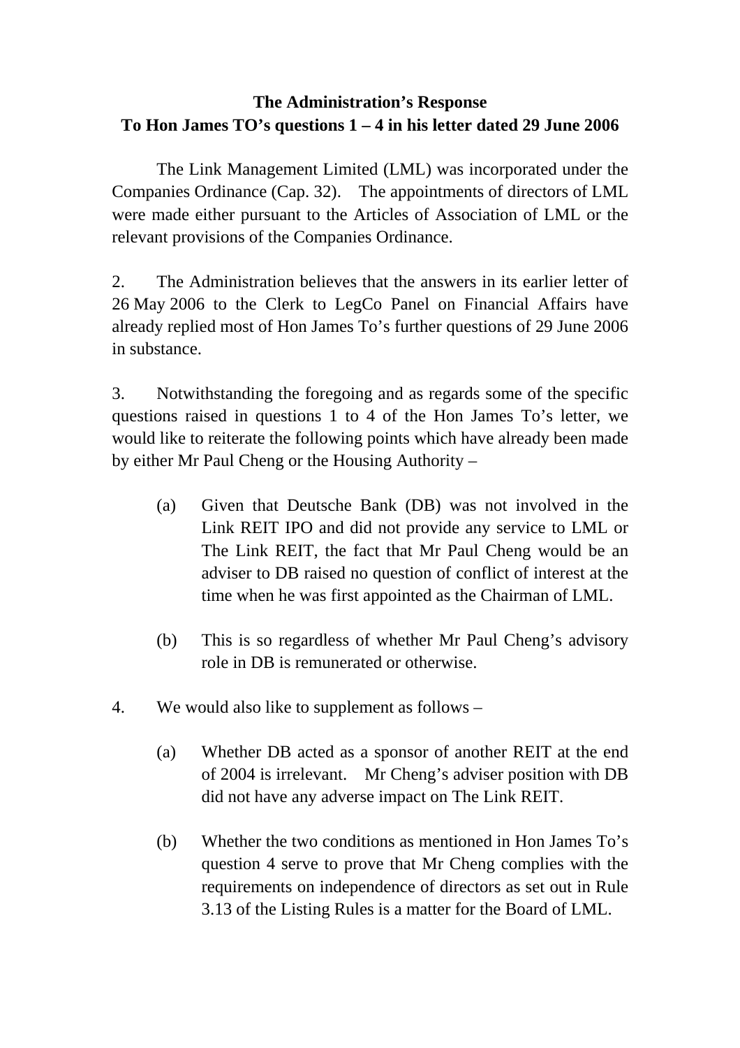**The Administration's Response**
**To Hon James TO's questions 1 – 4 in his letter dated 29 June 2006**

The Link Management Limited (LML) was incorporated under the Companies Ordinance (Cap. 32). The appointments of directors of LML were made either pursuant to the Articles of Association of LML or the relevant provisions of the Companies Ordinance.

2. The Administration believes that the answers in its earlier letter of 26 May 2006 to the Clerk to LegCo Panel on Financial Affairs have already replied most of Hon James To's further questions of 29 June 2006 in substance.

3. Notwithstanding the foregoing and as regards some of the specific questions raised in questions 1 to 4 of the Hon James To's letter, we would like to reiterate the following points which have already been made by either Mr Paul Cheng or the Housing Authority –

(a) Given that Deutsche Bank (DB) was not involved in the Link REIT IPO and did not provide any service to LML or The Link REIT, the fact that Mr Paul Cheng would be an adviser to DB raised no question of conflict of interest at the time when he was first appointed as the Chairman of LML.

(b) This is so regardless of whether Mr Paul Cheng's advisory role in DB is remunerated or otherwise.

4. We would also like to supplement as follows –

(a) Whether DB acted as a sponsor of another REIT at the end of 2004 is irrelevant. Mr Cheng's adviser position with DB did not have any adverse impact on The Link REIT.

(b) Whether the two conditions as mentioned in Hon James To's question 4 serve to prove that Mr Cheng complies with the requirements on independence of directors as set out in Rule 3.13 of the Listing Rules is a matter for the Board of LML.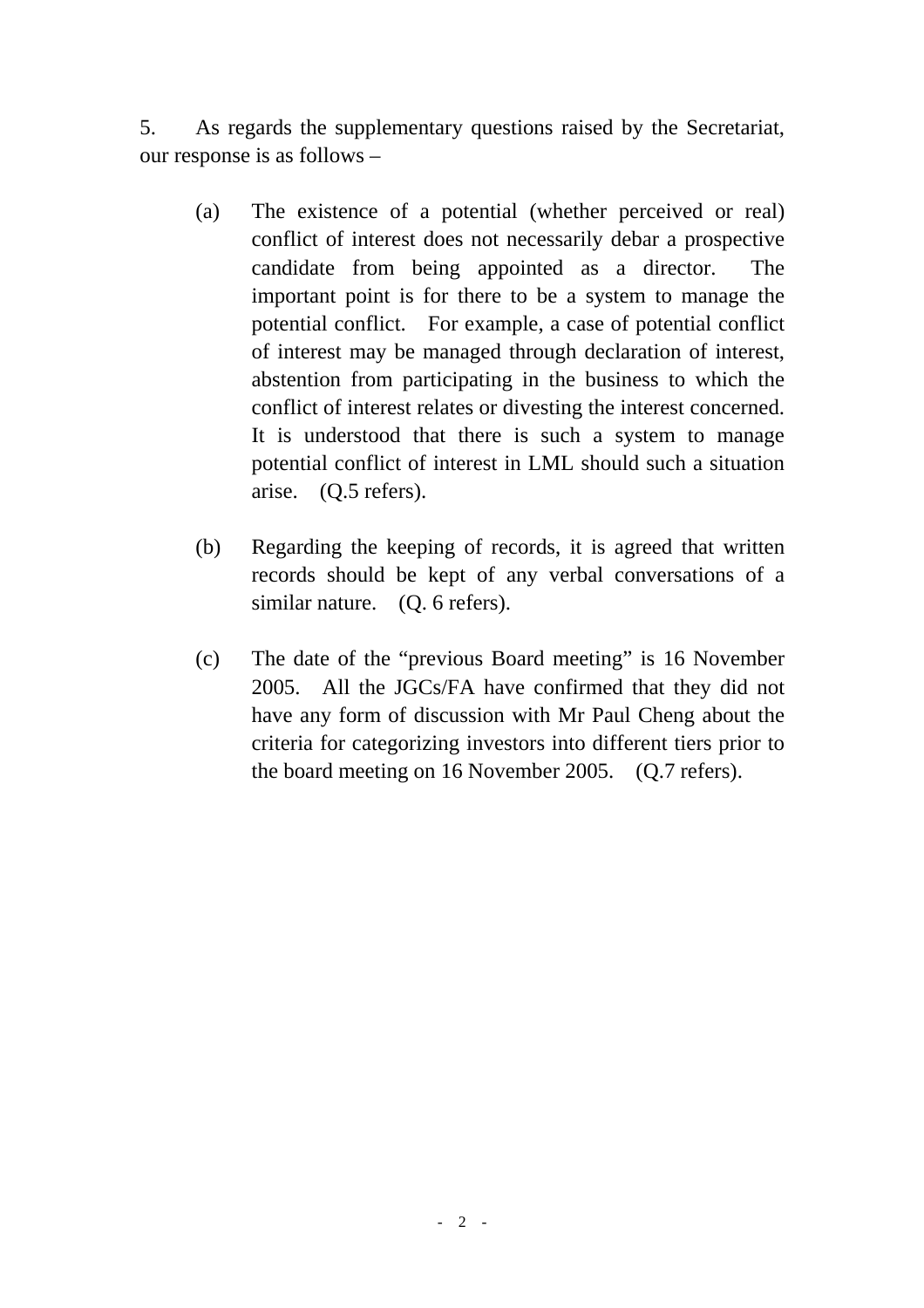5. As regards the supplementary questions raised by the Secretariat, our response is as follows –

(a) The existence of a potential (whether perceived or real) conflict of interest does not necessarily debar a prospective candidate from being appointed as a director. The important point is for there to be a system to manage the potential conflict. For example, a case of potential conflict of interest may be managed through declaration of interest, abstention from participating in the business to which the conflict of interest relates or divesting the interest concerned. It is understood that there is such a system to manage potential conflict of interest in LML should such a situation arise. (Q.5 refers).

(b) Regarding the keeping of records, it is agreed that written records should be kept of any verbal conversations of a similar nature. (Q. 6 refers).

(c) The date of the "previous Board meeting" is 16 November 2005. All the JGCs/FA have confirmed that they did not have any form of discussion with Mr Paul Cheng about the criteria for categorizing investors into different tiers prior to the board meeting on 16 November 2005. (Q.7 refers).